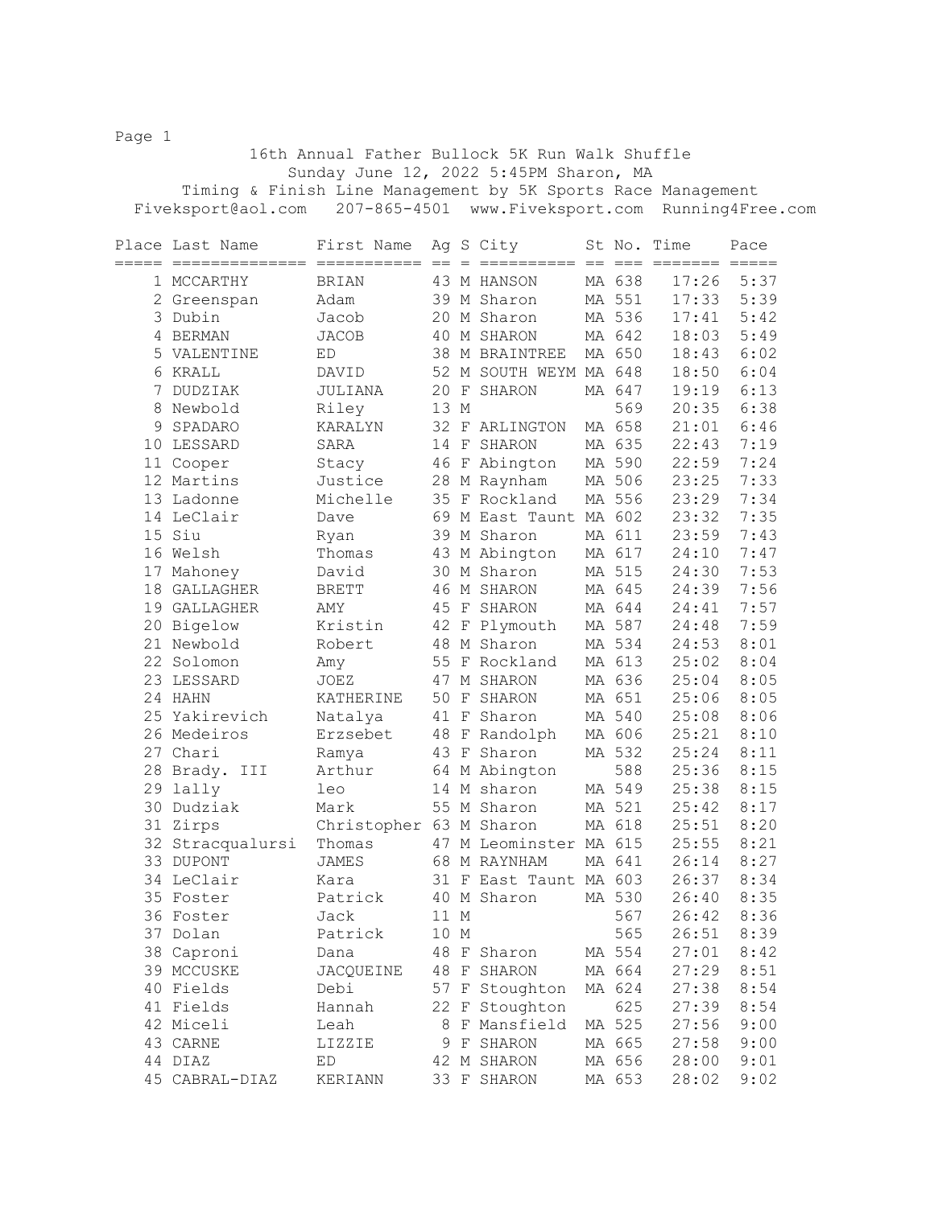# 16th Annual Father Bullock 5K Run Walk Shuffle

Sunday June 12, 2022 5:45PM Sharon, MA

Timing & Finish Line Management by 5K Sports Race Management

Fiveksport@aol.com 207-865-4501 www.Fiveksport.com Running4Free.com

| Place | Last Name | First Name | Ag | S | City | St | No. | Time | Pace |
|---|---|---|---|---|---|---|---|---|---|
| 1 | MCCARTHY | BRIAN | 43 | M | HANSON | MA | 638 | 17:26 | 5:37 |
| 2 | Greenspan | Adam | 39 | M | Sharon | MA | 551 | 17:33 | 5:39 |
| 3 | Dubin | Jacob | 20 | M | Sharon | MA | 536 | 17:41 | 5:42 |
| 4 | BERMAN | JACOB | 40 | M | SHARON | MA | 642 | 18:03 | 5:49 |
| 5 | VALENTINE | ED | 38 | M | BRAINTREE | MA | 650 | 18:43 | 6:02 |
| 6 | KRALL | DAVID | 52 | M | SOUTH WEYM | MA | 648 | 18:50 | 6:04 |
| 7 | DUDZIAK | JULIANA | 20 | F | SHARON | MA | 647 | 19:19 | 6:13 |
| 8 | Newbold | Riley | 13 | M | | | 569 | 20:35 | 6:38 |
| 9 | SPADARO | KARALYN | 32 | F | ARLINGTON | MA | 658 | 21:01 | 6:46 |
| 10 | LESSARD | SARA | 14 | F | SHARON | MA | 635 | 22:43 | 7:19 |
| 11 | Cooper | Stacy | 46 | F | Abington | MA | 590 | 22:59 | 7:24 |
| 12 | Martins | Justice | 28 | M | Raynham | MA | 506 | 23:25 | 7:33 |
| 13 | Ladonne | Michelle | 35 | F | Rockland | MA | 556 | 23:29 | 7:34 |
| 14 | LeClair | Dave | 69 | M | East Taunt | MA | 602 | 23:32 | 7:35 |
| 15 | Siu | Ryan | 39 | M | Sharon | MA | 611 | 23:59 | 7:43 |
| 16 | Welsh | Thomas | 43 | M | Abington | MA | 617 | 24:10 | 7:47 |
| 17 | Mahoney | David | 30 | M | Sharon | MA | 515 | 24:30 | 7:53 |
| 18 | GALLAGHER | BRETT | 46 | M | SHARON | MA | 645 | 24:39 | 7:56 |
| 19 | GALLAGHER | AMY | 45 | F | SHARON | MA | 644 | 24:41 | 7:57 |
| 20 | Bigelow | Kristin | 42 | F | Plymouth | MA | 587 | 24:48 | 7:59 |
| 21 | Newbold | Robert | 48 | M | Sharon | MA | 534 | 24:53 | 8:01 |
| 22 | Solomon | Amy | 55 | F | Rockland | MA | 613 | 25:02 | 8:04 |
| 23 | LESSARD | JOEZ | 47 | M | SHARON | MA | 636 | 25:04 | 8:05 |
| 24 | HAHN | KATHERINE | 50 | F | SHARON | MA | 651 | 25:06 | 8:05 |
| 25 | Yakirevich | Natalya | 41 | F | Sharon | MA | 540 | 25:08 | 8:06 |
| 26 | Medeiros | Erzsebet | 48 | F | Randolph | MA | 606 | 25:21 | 8:10 |
| 27 | Chari | Ramya | 43 | F | Sharon | MA | 532 | 25:24 | 8:11 |
| 28 | Brady. III | Arthur | 64 | M | Abington | | 588 | 25:36 | 8:15 |
| 29 | lally | leo | 14 | M | sharon | MA | 549 | 25:38 | 8:15 |
| 30 | Dudziak | Mark | 55 | M | Sharon | MA | 521 | 25:42 | 8:17 |
| 31 | Zirps | Christopher | 63 | M | Sharon | MA | 618 | 25:51 | 8:20 |
| 32 | Stracqualursi | Thomas | 47 | M | Leominster | MA | 615 | 25:55 | 8:21 |
| 33 | DUPONT | JAMES | 68 | M | RAYNHAM | MA | 641 | 26:14 | 8:27 |
| 34 | LeClair | Kara | 31 | F | East Taunt | MA | 603 | 26:37 | 8:34 |
| 35 | Foster | Patrick | 40 | M | Sharon | MA | 530 | 26:40 | 8:35 |
| 36 | Foster | Jack | 11 | M | | | 567 | 26:42 | 8:36 |
| 37 | Dolan | Patrick | 10 | M | | | 565 | 26:51 | 8:39 |
| 38 | Caproni | Dana | 48 | F | Sharon | MA | 554 | 27:01 | 8:42 |
| 39 | MCCUSKE | JACQUEINE | 48 | F | SHARON | MA | 664 | 27:29 | 8:51 |
| 40 | Fields | Debi | 57 | F | Stoughton | MA | 624 | 27:38 | 8:54 |
| 41 | Fields | Hannah | 22 | F | Stoughton | | 625 | 27:39 | 8:54 |
| 42 | Miceli | Leah | 8 | F | Mansfield | MA | 525 | 27:56 | 9:00 |
| 43 | CARNE | LIZZIE | 9 | F | SHARON | MA | 665 | 27:58 | 9:00 |
| 44 | DIAZ | ED | 42 | M | SHARON | MA | 656 | 28:00 | 9:01 |
| 45 | CABRAL-DIAZ | KERIANN | 33 | F | SHARON | MA | 653 | 28:02 | 9:02 |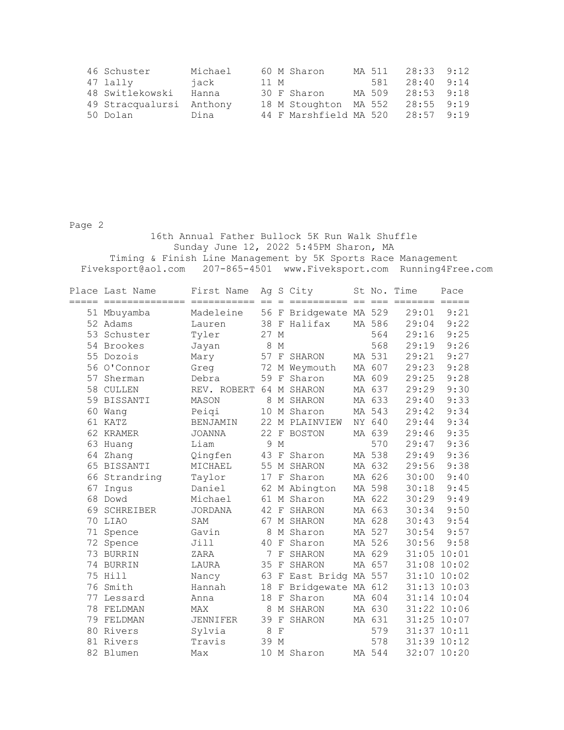| Place | Last Name | First Name | Ag | S | City | St | No. | Time | Pace |
|---|---|---|---|---|---|---|---|---|---|
| 46 | Schuster | Michael | 60 | M | Sharon | MA | 511 | 28:33 | 9:12 |
| 47 | lally | jack | 11 | M | | | 581 | 28:40 | 9:14 |
| 48 | Switlekowski | Hanna | 30 | F | Sharon | MA | 509 | 28:53 | 9:18 |
| 49 | Stracqualursi | Anthony | 18 | M | Stoughton | MA | 552 | 28:55 | 9:19 |
| 50 | Dolan | Dina | 44 | F | Marshfield | MA | 520 | 28:57 | 9:19 |

Page 2

16th Annual Father Bullock 5K Run Walk Shuffle
Sunday June 12, 2022 5:45PM Sharon, MA
Timing & Finish Line Management by 5K Sports Race Management
Fiveksport@aol.com 207-865-4501 www.Fiveksport.com Running4Free.com

| Place | Last Name | First Name | Ag | S | City | St | No. | Time | Pace |
|---|---|---|---|---|---|---|---|---|---|
| 51 | Mbuyamba | Madeleine | 56 | F | Bridgewate | MA | 529 | 29:01 | 9:21 |
| 52 | Adams | Lauren | 38 | F | Halifax | MA | 586 | 29:04 | 9:22 |
| 53 | Schuster | Tyler | 27 | M | | | 564 | 29:16 | 9:25 |
| 54 | Brookes | Jayan | 8 | M | | | 568 | 29:19 | 9:26 |
| 55 | Dozois | Mary | 57 | F | SHARON | MA | 531 | 29:21 | 9:27 |
| 56 | O'Connor | Greg | 72 | M | Weymouth | MA | 607 | 29:23 | 9:28 |
| 57 | Sherman | Debra | 59 | F | Sharon | MA | 609 | 29:25 | 9:28 |
| 58 | CULLEN | REV. ROBERT | 64 | M | SHARON | MA | 637 | 29:29 | 9:30 |
| 59 | BISSANTI | MASON | 8 | M | SHARON | MA | 633 | 29:40 | 9:33 |
| 60 | Wang | Peiqi | 10 | M | Sharon | MA | 543 | 29:42 | 9:34 |
| 61 | KATZ | BENJAMIN | 22 | M | PLAINVIEW | NY | 640 | 29:44 | 9:34 |
| 62 | KRAMER | JOANNA | 22 | F | BOSTON | MA | 639 | 29:46 | 9:35 |
| 63 | Huang | Liam | 9 | M | | | 570 | 29:47 | 9:36 |
| 64 | Zhang | Qingfen | 43 | F | Sharon | MA | 538 | 29:49 | 9:36 |
| 65 | BISSANTI | MICHAEL | 55 | M | SHARON | MA | 632 | 29:56 | 9:38 |
| 66 | Strandring | Taylor | 17 | F | Sharon | MA | 626 | 30:00 | 9:40 |
| 67 | Ingus | Daniel | 62 | M | Abington | MA | 598 | 30:18 | 9:45 |
| 68 | Dowd | Michael | 61 | M | Sharon | MA | 622 | 30:29 | 9:49 |
| 69 | SCHREIBER | JORDANA | 42 | F | SHARON | MA | 663 | 30:34 | 9:50 |
| 70 | LIAO | SAM | 67 | M | SHARON | MA | 628 | 30:43 | 9:54 |
| 71 | Spence | Gavin | 8 | M | Sharon | MA | 527 | 30:54 | 9:57 |
| 72 | Spence | Jill | 40 | F | Sharon | MA | 526 | 30:56 | 9:58 |
| 73 | BURRIN | ZARA | 7 | F | SHARON | MA | 629 | 31:05 | 10:01 |
| 74 | BURRIN | LAURA | 35 | F | SHARON | MA | 657 | 31:08 | 10:02 |
| 75 | Hill | Nancy | 63 | F | East Bridg | MA | 557 | 31:10 | 10:02 |
| 76 | Smith | Hannah | 18 | F | Bridgewate | MA | 612 | 31:13 | 10:03 |
| 77 | Lessard | Anna | 18 | F | Sharon | MA | 604 | 31:14 | 10:04 |
| 78 | FELDMAN | MAX | 8 | M | SHARON | MA | 630 | 31:22 | 10:06 |
| 79 | FELDMAN | JENNIFER | 39 | F | SHARON | MA | 631 | 31:25 | 10:07 |
| 80 | Rivers | Sylvia | 8 | F | | | 579 | 31:37 | 10:11 |
| 81 | Rivers | Travis | 39 | M | | | 578 | 31:39 | 10:12 |
| 82 | Blumen | Max | 10 | M | Sharon | MA | 544 | 32:07 | 10:20 |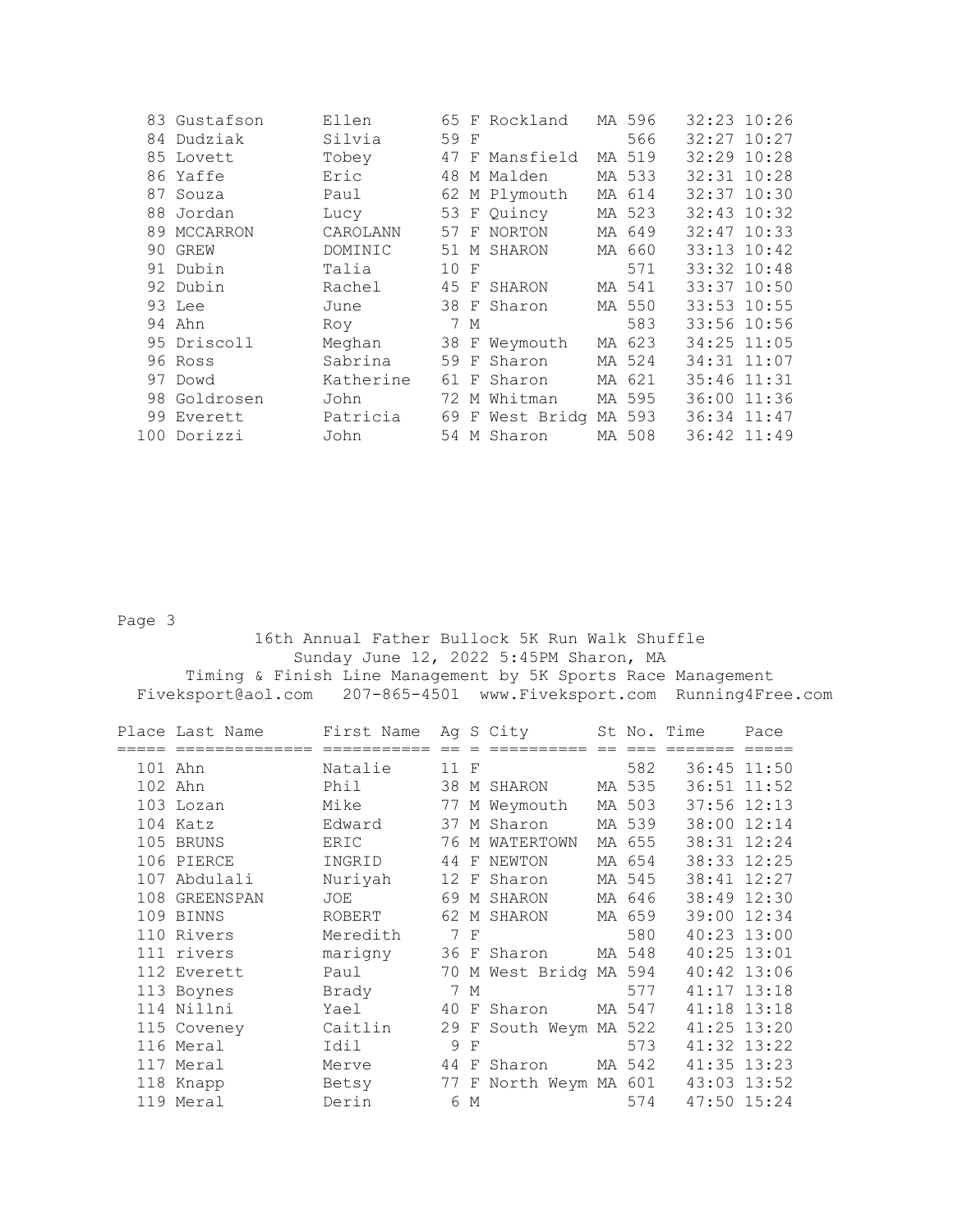| Place | Last Name | First Name | Ag | S | City | St | No. | Time | Pace |
|---|---|---|---|---|---|---|---|---|---|
| 83 | Gustafson | Ellen | 65 | F | Rockland | MA | 596 | 32:23 | 10:26 |
| 84 | Dudziak | Silvia | 59 | F | | | 566 | 32:27 | 10:27 |
| 85 | Lovett | Tobey | 47 | F | Mansfield | MA | 519 | 32:29 | 10:28 |
| 86 | Yaffe | Eric | 48 | M | Malden | MA | 533 | 32:31 | 10:28 |
| 87 | Souza | Paul | 62 | M | Plymouth | MA | 614 | 32:37 | 10:30 |
| 88 | Jordan | Lucy | 53 | F | Quincy | MA | 523 | 32:43 | 10:32 |
| 89 | MCCARRON | CAROLANN | 57 | F | NORTON | MA | 649 | 32:47 | 10:33 |
| 90 | GREW | DOMINIC | 51 | M | SHARON | MA | 660 | 33:13 | 10:42 |
| 91 | Dubin | Talia | 10 | F | | | 571 | 33:32 | 10:48 |
| 92 | Dubin | Rachel | 45 | F | SHARON | MA | 541 | 33:37 | 10:50 |
| 93 | Lee | June | 38 | F | Sharon | MA | 550 | 33:53 | 10:55 |
| 94 | Ahn | Roy | 7 | M | | | 583 | 33:56 | 10:56 |
| 95 | Driscoll | Meghan | 38 | F | Weymouth | MA | 623 | 34:25 | 11:05 |
| 96 | Ross | Sabrina | 59 | F | Sharon | MA | 524 | 34:31 | 11:07 |
| 97 | Dowd | Katherine | 61 | F | Sharon | MA | 621 | 35:46 | 11:31 |
| 98 | Goldrosen | John | 72 | M | Whitman | MA | 595 | 36:00 | 11:36 |
| 99 | Everett | Patricia | 69 | F | West Bridg | MA | 593 | 36:34 | 11:47 |
| 100 | Dorizzi | John | 54 | M | Sharon | MA | 508 | 36:42 | 11:49 |

16th Annual Father Bullock 5K Run Walk Shuffle
Sunday June 12, 2022 5:45PM Sharon, MA
Timing & Finish Line Management by 5K Sports Race Management
Fiveksport@aol.com 207-865-4501 www.Fiveksport.com Running4Free.com

| Place | Last Name | First Name | Ag | S | City | St | No. | Time | Pace |
|---|---|---|---|---|---|---|---|---|---|
| 101 | Ahn | Natalie | 11 | F | | | 582 | 36:45 | 11:50 |
| 102 | Ahn | Phil | 38 | M | SHARON | MA | 535 | 36:51 | 11:52 |
| 103 | Lozan | Mike | 77 | M | Weymouth | MA | 503 | 37:56 | 12:13 |
| 104 | Katz | Edward | 37 | M | Sharon | MA | 539 | 38:00 | 12:14 |
| 105 | BRUNS | ERIC | 76 | M | WATERTOWN | MA | 655 | 38:31 | 12:24 |
| 106 | PIERCE | INGRID | 44 | F | NEWTON | MA | 654 | 38:33 | 12:25 |
| 107 | Abdulali | Nuriyah | 12 | F | Sharon | MA | 545 | 38:41 | 12:27 |
| 108 | GREENSPAN | JOE | 69 | M | SHARON | MA | 646 | 38:49 | 12:30 |
| 109 | BINNS | ROBERT | 62 | M | SHARON | MA | 659 | 39:00 | 12:34 |
| 110 | Rivers | Meredith | 7 | F | | | 580 | 40:23 | 13:00 |
| 111 | rivers | marigny | 36 | F | Sharon | MA | 548 | 40:25 | 13:01 |
| 112 | Everett | Paul | 70 | M | West Bridg | MA | 594 | 40:42 | 13:06 |
| 113 | Boynes | Brady | 7 | M | | | 577 | 41:17 | 13:18 |
| 114 | Nillni | Yael | 40 | F | Sharon | MA | 547 | 41:18 | 13:18 |
| 115 | Coveney | Caitlin | 29 | F | South Weym | MA | 522 | 41:25 | 13:20 |
| 116 | Meral | Idil | 9 | F | | | 573 | 41:32 | 13:22 |
| 117 | Meral | Merve | 44 | F | Sharon | MA | 542 | 41:35 | 13:23 |
| 118 | Knapp | Betsy | 77 | F | North Weym | MA | 601 | 43:03 | 13:52 |
| 119 | Meral | Derin | 6 | M | | | 574 | 47:50 | 15:24 |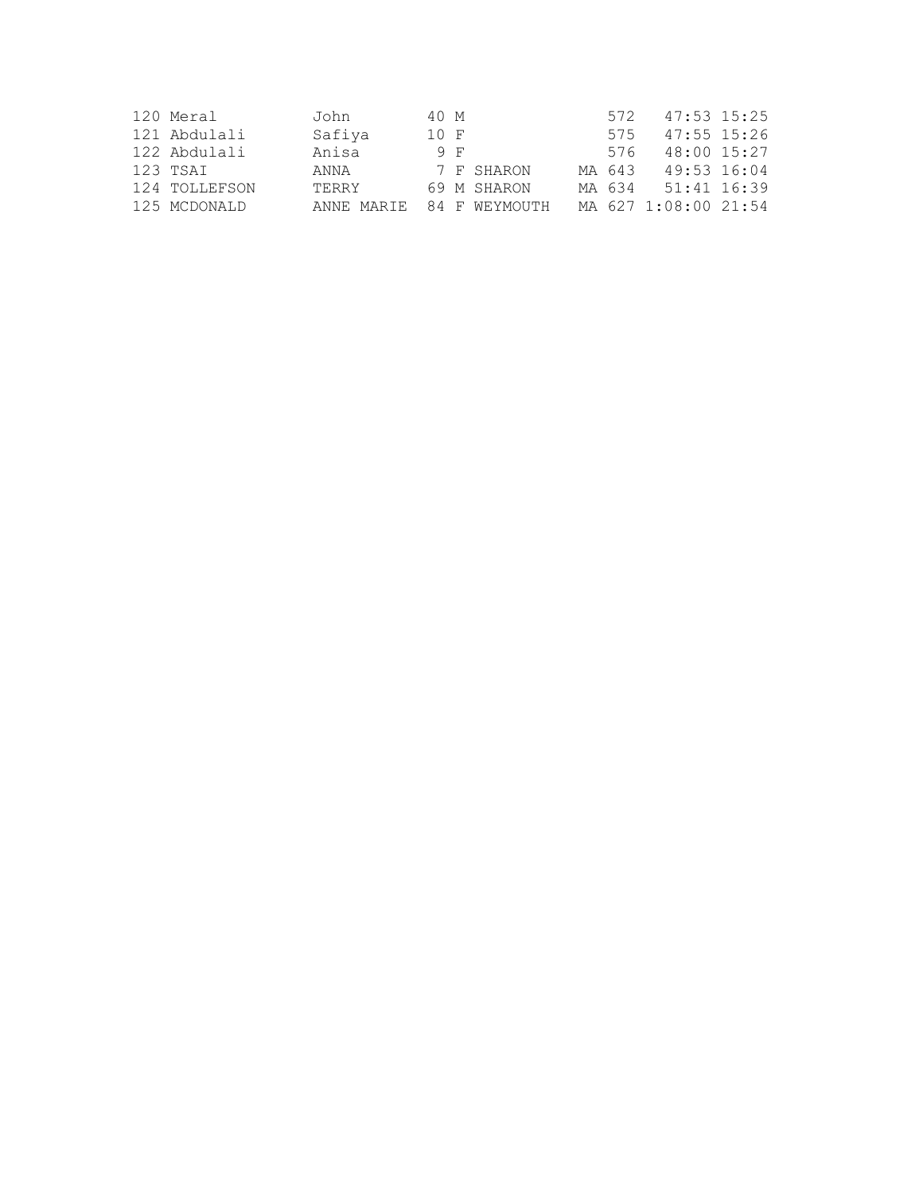| | | | | | | | | | |
|---|---|---|---|---|---|---|---|---|---|
| 120 | Meral | John | 40 | M | | | 572 | 47:53 | 15:25 |
| 121 | Abdulali | Safiya | 10 | F | | | 575 | 47:55 | 15:26 |
| 122 | Abdulali | Anisa | 9 | F | | | 576 | 48:00 | 15:27 |
| 123 | TSAI | ANNA | 7 | F | SHARON | MA | 643 | 49:53 | 16:04 |
| 124 | TOLLEFSON | TERRY | 69 | M | SHARON | MA | 634 | 51:41 | 16:39 |
| 125 | MCDONALD | ANNE MARIE | 84 | F | WEYMOUTH | MA | 627 | 1:08:00 | 21:54 |